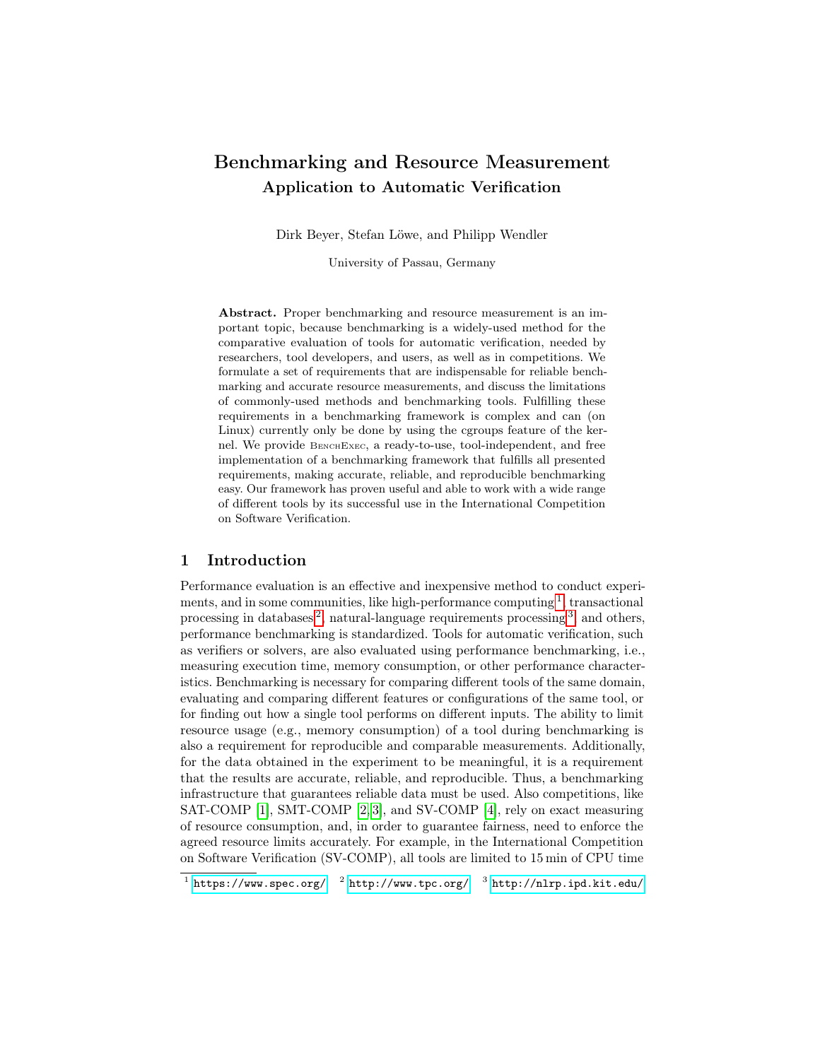# Benchmarking and Resource Measurement

## Application to Automatic Verification

Dirk Beyer, Stefan Löwe, and Philipp Wendler

University of Passau, Germany

**Abstract.** Proper benchmarking and resource measurement is an important topic, because benchmarking is a widely-used method for the comparative evaluation of tools for automatic verification, needed by researchers, tool developers, and users, as well as in competitions. We formulate a set of requirements that are indispensable for reliable benchmarking and accurate resource measurements, and discuss the limitations of commonly-used methods and benchmarking tools. Fulfilling these requirements in a benchmarking framework is complex and can (on Linux) currently only be done by using the cgroups feature of the kernel. We provide BenchExec, a ready-to-use, tool-independent, and free implementation of a benchmarking framework that fulfills all presented requirements, making accurate, reliable, and reproducible benchmarking easy. Our framework has proven useful and able to work with a wide range of different tools by its successful use in the International Competition on Software Verification.

## 1 Introduction

Performance evaluation is an effective and inexpensive method to conduct experiments, and in some communities, like high-performance computing[1], transactional processing in databases[2], natural-language requirements processing[3], and others, performance benchmarking is standardized. Tools for automatic verification, such as verifiers or solvers, are also evaluated using performance benchmarking, i.e., measuring execution time, memory consumption, or other performance characteristics. Benchmarking is necessary for comparing different tools of the same domain, evaluating and comparing different features or configurations of the same tool, or for finding out how a single tool performs on different inputs. The ability to limit resource usage (e.g., memory consumption) of a tool during benchmarking is also a requirement for reproducible and comparable measurements. Additionally, for the data obtained in the experiment to be meaningful, it is a requirement that the results are accurate, reliable, and reproducible. Thus, a benchmarking infrastructure that guarantees reliable data must be used. Also competitions, like SAT-COMP [1], SMT-COMP [2,3], and SV-COMP [4], rely on exact measuring of resource consumption, and, in order to guarantee fairness, need to enforce the agreed resource limits accurately. For example, in the International Competition on Software Verification (SV-COMP), all tools are limited to 15 min of CPU time

[1] https://www.spec.org/ [2] http://www.tpc.org/ [3] http://nlrp.ipd.kit.edu/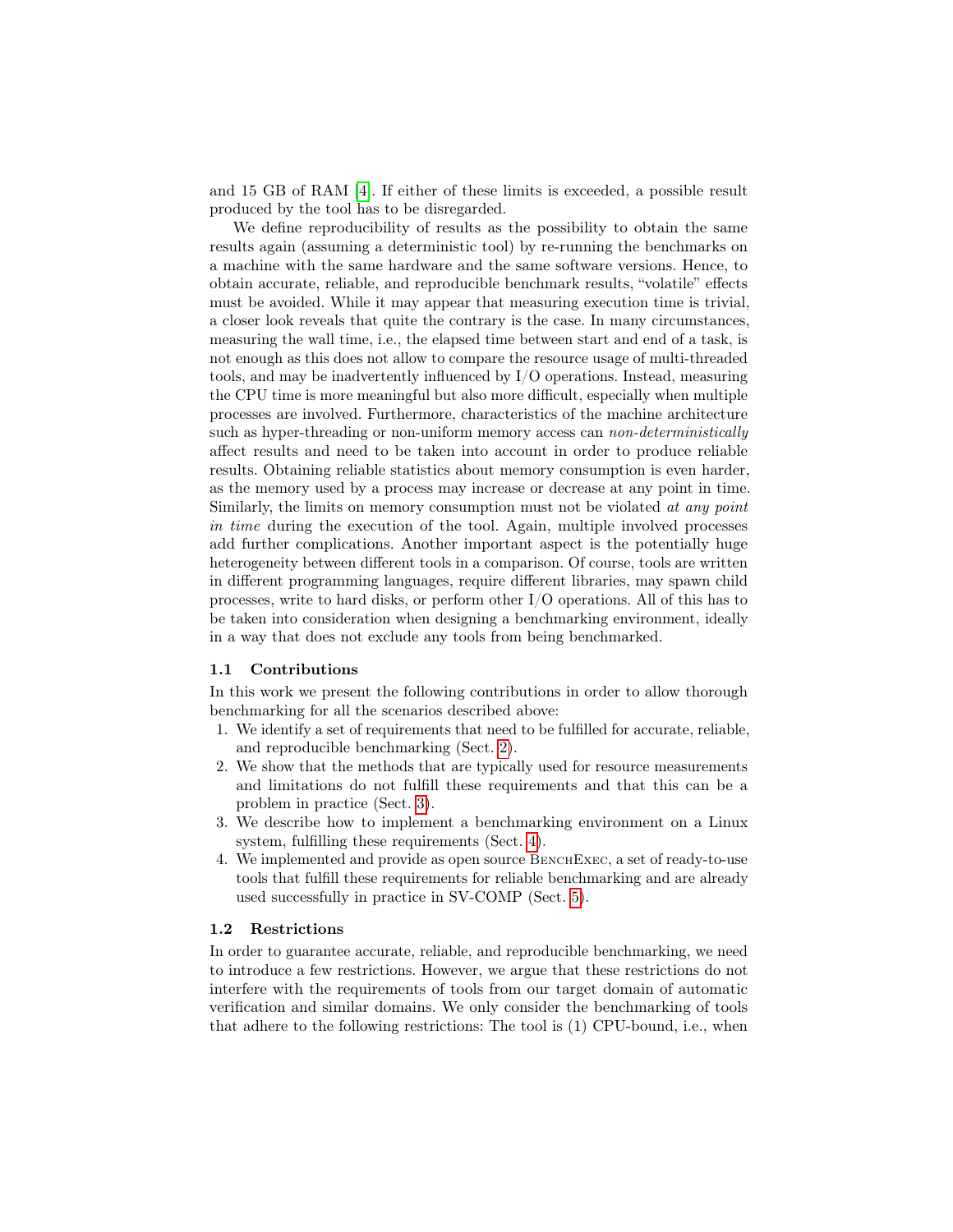and 15 GB of RAM [4]. If either of these limits is exceeded, a possible result produced by the tool has to be disregarded.

We define reproducibility of results as the possibility to obtain the same results again (assuming a deterministic tool) by re-running the benchmarks on a machine with the same hardware and the same software versions. Hence, to obtain accurate, reliable, and reproducible benchmark results, "volatile" effects must be avoided. While it may appear that measuring execution time is trivial, a closer look reveals that quite the contrary is the case. In many circumstances, measuring the wall time, i.e., the elapsed time between start and end of a task, is not enough as this does not allow to compare the resource usage of multi-threaded tools, and may be inadvertently influenced by I/O operations. Instead, measuring the CPU time is more meaningful but also more difficult, especially when multiple processes are involved. Furthermore, characteristics of the machine architecture such as hyper-threading or non-uniform memory access can *non-deterministically* affect results and need to be taken into account in order to produce reliable results. Obtaining reliable statistics about memory consumption is even harder, as the memory used by a process may increase or decrease at any point in time. Similarly, the limits on memory consumption must not be violated *at any point in time* during the execution of the tool. Again, multiple involved processes add further complications. Another important aspect is the potentially huge heterogeneity between different tools in a comparison. Of course, tools are written in different programming languages, require different libraries, may spawn child processes, write to hard disks, or perform other I/O operations. All of this has to be taken into consideration when designing a benchmarking environment, ideally in a way that does not exclude any tools from being benchmarked.

### 1.1 Contributions

In this work we present the following contributions in order to allow thorough benchmarking for all the scenarios described above:

1. We identify a set of requirements that need to be fulfilled for accurate, reliable, and reproducible benchmarking (Sect. 2).
2. We show that the methods that are typically used for resource measurements and limitations do not fulfill these requirements and that this can be a problem in practice (Sect. 3).
3. We describe how to implement a benchmarking environment on a Linux system, fulfilling these requirements (Sect. 4).
4. We implemented and provide as open source BenchExec, a set of ready-to-use tools that fulfill these requirements for reliable benchmarking and are already used successfully in practice in SV-COMP (Sect. 5).

### 1.2 Restrictions

In order to guarantee accurate, reliable, and reproducible benchmarking, we need to introduce a few restrictions. However, we argue that these restrictions do not interfere with the requirements of tools from our target domain of automatic verification and similar domains. We only consider the benchmarking of tools that adhere to the following restrictions: The tool is (1) CPU-bound, i.e., when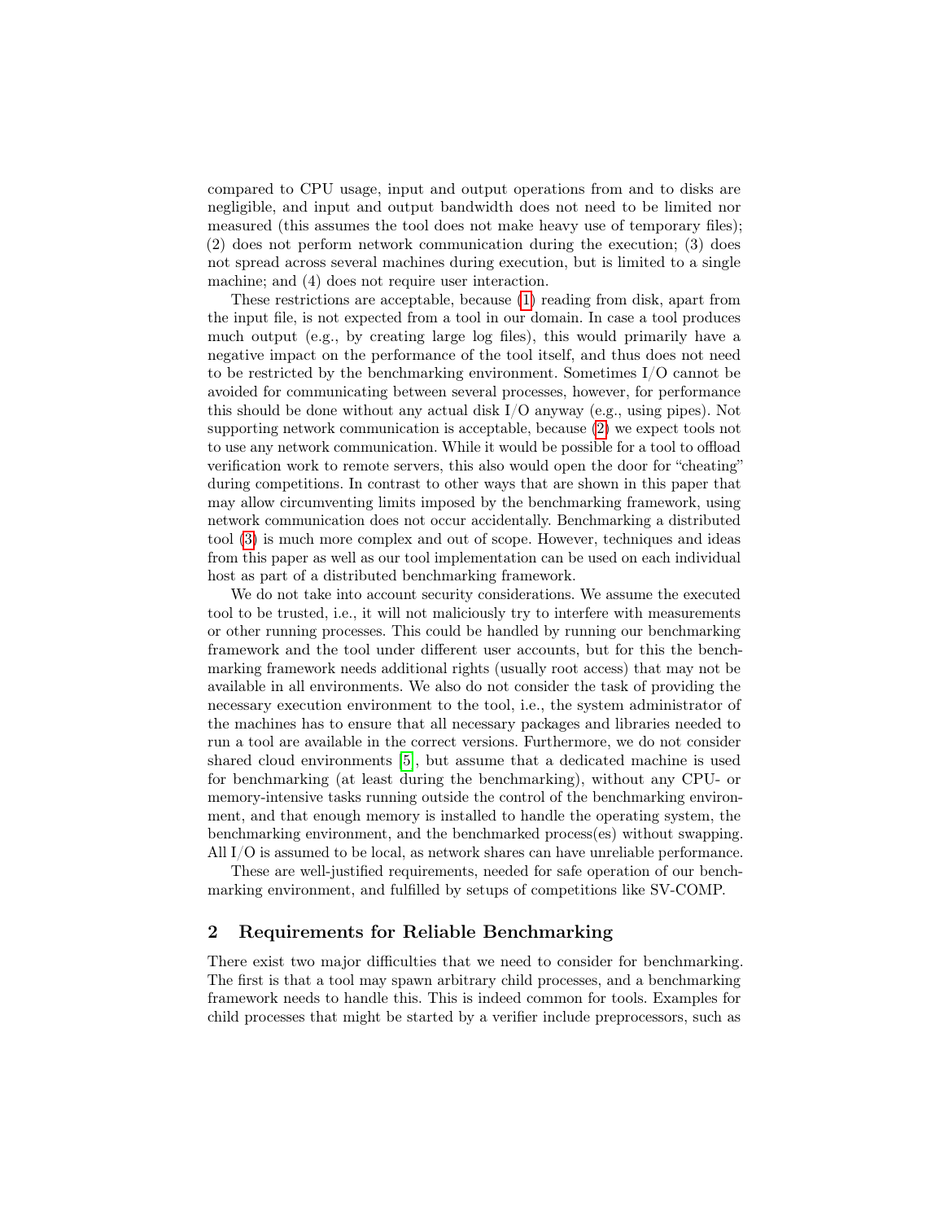compared to CPU usage, input and output operations from and to disks are negligible, and input and output bandwidth does not need to be limited nor measured (this assumes the tool does not make heavy use of temporary files); (2) does not perform network communication during the execution; (3) does not spread across several machines during execution, but is limited to a single machine; and (4) does not require user interaction.

These restrictions are acceptable, because (1) reading from disk, apart from the input file, is not expected from a tool in our domain. In case a tool produces much output (e.g., by creating large log files), this would primarily have a negative impact on the performance of the tool itself, and thus does not need to be restricted by the benchmarking environment. Sometimes I/O cannot be avoided for communicating between several processes, however, for performance this should be done without any actual disk I/O anyway (e.g., using pipes). Not supporting network communication is acceptable, because (2) we expect tools not to use any network communication. While it would be possible for a tool to offload verification work to remote servers, this also would open the door for "cheating" during competitions. In contrast to other ways that are shown in this paper that may allow circumventing limits imposed by the benchmarking framework, using network communication does not occur accidentally. Benchmarking a distributed tool (3) is much more complex and out of scope. However, techniques and ideas from this paper as well as our tool implementation can be used on each individual host as part of a distributed benchmarking framework.

We do not take into account security considerations. We assume the executed tool to be trusted, i.e., it will not maliciously try to interfere with measurements or other running processes. This could be handled by running our benchmarking framework and the tool under different user accounts, but for this the benchmarking framework needs additional rights (usually root access) that may not be available in all environments. We also do not consider the task of providing the necessary execution environment to the tool, i.e., the system administrator of the machines has to ensure that all necessary packages and libraries needed to run a tool are available in the correct versions. Furthermore, we do not consider shared cloud environments [5], but assume that a dedicated machine is used for benchmarking (at least during the benchmarking), without any CPU- or memory-intensive tasks running outside the control of the benchmarking environment, and that enough memory is installed to handle the operating system, the benchmarking environment, and the benchmarked process(es) without swapping. All I/O is assumed to be local, as network shares can have unreliable performance.

These are well-justified requirements, needed for safe operation of our benchmarking environment, and fulfilled by setups of competitions like SV-COMP.

## 2 Requirements for Reliable Benchmarking

There exist two major difficulties that we need to consider for benchmarking. The first is that a tool may spawn arbitrary child processes, and a benchmarking framework needs to handle this. This is indeed common for tools. Examples for child processes that might be started by a verifier include preprocessors, such as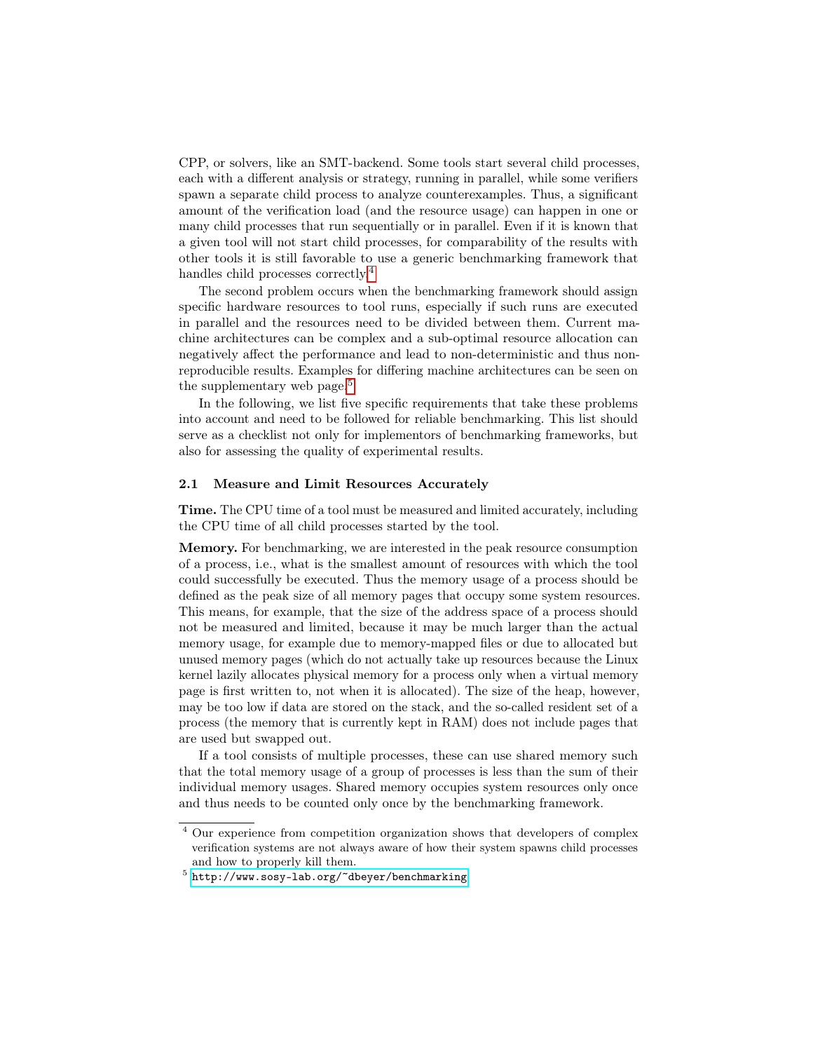CPP, or solvers, like an SMT-backend. Some tools start several child processes, each with a different analysis or strategy, running in parallel, while some verifiers spawn a separate child process to analyze counterexamples. Thus, a significant amount of the verification load (and the resource usage) can happen in one or many child processes that run sequentially or in parallel. Even if it is known that a given tool will not start child processes, for comparability of the results with other tools it is still favorable to use a generic benchmarking framework that handles child processes correctly.[4]

The second problem occurs when the benchmarking framework should assign specific hardware resources to tool runs, especially if such runs are executed in parallel and the resources need to be divided between them. Current machine architectures can be complex and a sub-optimal resource allocation can negatively affect the performance and lead to non-deterministic and thus non-reproducible results. Examples for differing machine architectures can be seen on the supplementary web page.[5]

In the following, we list five specific requirements that take these problems into account and need to be followed for reliable benchmarking. This list should serve as a checklist not only for implementors of benchmarking frameworks, but also for assessing the quality of experimental results.

### 2.1 Measure and Limit Resources Accurately

**Time.** The CPU time of a tool must be measured and limited accurately, including the CPU time of all child processes started by the tool.

**Memory.** For benchmarking, we are interested in the peak resource consumption of a process, i.e., what is the smallest amount of resources with which the tool could successfully be executed. Thus the memory usage of a process should be defined as the peak size of all memory pages that occupy some system resources. This means, for example, that the size of the address space of a process should not be measured and limited, because it may be much larger than the actual memory usage, for example due to memory-mapped files or due to allocated but unused memory pages (which do not actually take up resources because the Linux kernel lazily allocates physical memory for a process only when a virtual memory page is first written to, not when it is allocated). The size of the heap, however, may be too low if data are stored on the stack, and the so-called resident set of a process (the memory that is currently kept in RAM) does not include pages that are used but swapped out.

If a tool consists of multiple processes, these can use shared memory such that the total memory usage of a group of processes is less than the sum of their individual memory usages. Shared memory occupies system resources only once and thus needs to be counted only once by the benchmarking framework.

---

[4] Our experience from competition organization shows that developers of complex verification systems are not always aware of how their system spawns child processes and how to properly kill them.

[5] http://www.sosy-lab.org/~dbeyer/benchmarking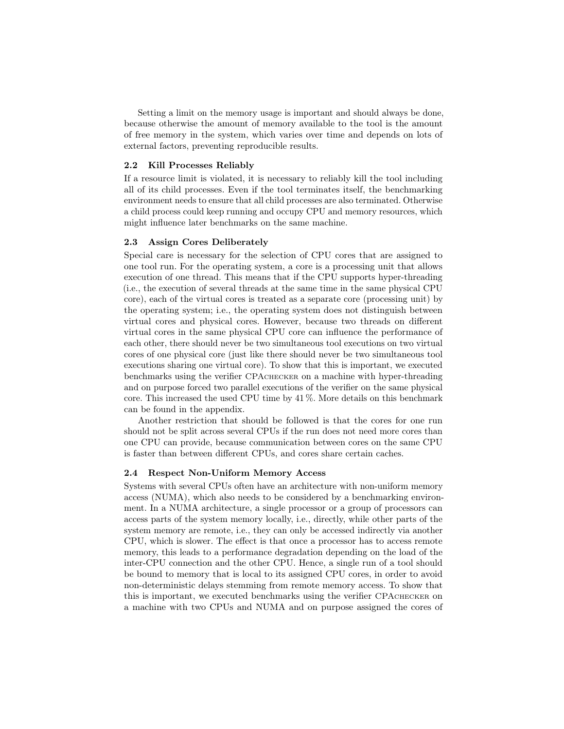Setting a limit on the memory usage is important and should always be done, because otherwise the amount of memory available to the tool is the amount of free memory in the system, which varies over time and depends on lots of external factors, preventing reproducible results.

### 2.2 Kill Processes Reliably

If a resource limit is violated, it is necessary to reliably kill the tool including all of its child processes. Even if the tool terminates itself, the benchmarking environment needs to ensure that all child processes are also terminated. Otherwise a child process could keep running and occupy CPU and memory resources, which might influence later benchmarks on the same machine.

### 2.3 Assign Cores Deliberately

Special care is necessary for the selection of CPU cores that are assigned to one tool run. For the operating system, a core is a processing unit that allows execution of one thread. This means that if the CPU supports hyper-threading (i.e., the execution of several threads at the same time in the same physical CPU core), each of the virtual cores is treated as a separate core (processing unit) by the operating system; i.e., the operating system does not distinguish between virtual cores and physical cores. However, because two threads on different virtual cores in the same physical CPU core can influence the performance of each other, there should never be two simultaneous tool executions on two virtual cores of one physical core (just like there should never be two simultaneous tool executions sharing one virtual core). To show that this is important, we executed benchmarks using the verifier CPAchecker on a machine with hyper-threading and on purpose forced two parallel executions of the verifier on the same physical core. This increased the used CPU time by 41 %. More details on this benchmark can be found in the appendix.

Another restriction that should be followed is that the cores for one run should not be split across several CPUs if the run does not need more cores than one CPU can provide, because communication between cores on the same CPU is faster than between different CPUs, and cores share certain caches.

### 2.4 Respect Non-Uniform Memory Access

Systems with several CPUs often have an architecture with non-uniform memory access (NUMA), which also needs to be considered by a benchmarking environment. In a NUMA architecture, a single processor or a group of processors can access parts of the system memory locally, i.e., directly, while other parts of the system memory are remote, i.e., they can only be accessed indirectly via another CPU, which is slower. The effect is that once a processor has to access remote memory, this leads to a performance degradation depending on the load of the inter-CPU connection and the other CPU. Hence, a single run of a tool should be bound to memory that is local to its assigned CPU cores, in order to avoid non-deterministic delays stemming from remote memory access. To show that this is important, we executed benchmarks using the verifier CPAchecker on a machine with two CPUs and NUMA and on purpose assigned the cores of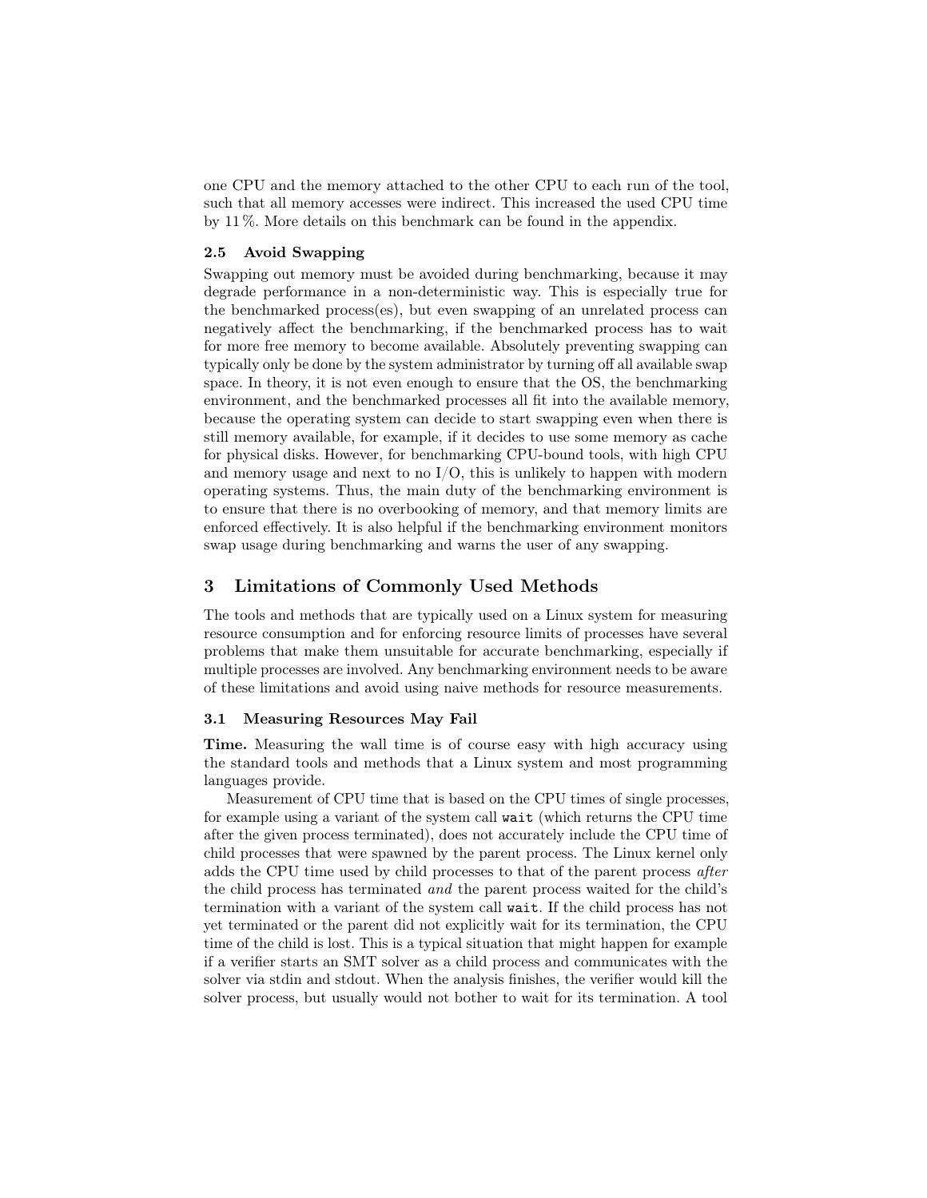one CPU and the memory attached to the other CPU to each run of the tool, such that all memory accesses were indirect. This increased the used CPU time by 11 %. More details on this benchmark can be found in the appendix.

### 2.5 Avoid Swapping

Swapping out memory must be avoided during benchmarking, because it may degrade performance in a non-deterministic way. This is especially true for the benchmarked process(es), but even swapping of an unrelated process can negatively affect the benchmarking, if the benchmarked process has to wait for more free memory to become available. Absolutely preventing swapping can typically only be done by the system administrator by turning off all available swap space. In theory, it is not even enough to ensure that the OS, the benchmarking environment, and the benchmarked processes all fit into the available memory, because the operating system can decide to start swapping even when there is still memory available, for example, if it decides to use some memory as cache for physical disks. However, for benchmarking CPU-bound tools, with high CPU and memory usage and next to no I/O, this is unlikely to happen with modern operating systems. Thus, the main duty of the benchmarking environment is to ensure that there is no overbooking of memory, and that memory limits are enforced effectively. It is also helpful if the benchmarking environment monitors swap usage during benchmarking and warns the user of any swapping.

## 3 Limitations of Commonly Used Methods

The tools and methods that are typically used on a Linux system for measuring resource consumption and for enforcing resource limits of processes have several problems that make them unsuitable for accurate benchmarking, especially if multiple processes are involved. Any benchmarking environment needs to be aware of these limitations and avoid using naive methods for resource measurements.

### 3.1 Measuring Resources May Fail

**Time.** Measuring the wall time is of course easy with high accuracy using the standard tools and methods that a Linux system and most programming languages provide.

Measurement of CPU time that is based on the CPU times of single processes, for example using a variant of the system call `wait` (which returns the CPU time after the given process terminated), does not accurately include the CPU time of child processes that were spawned by the parent process. The Linux kernel only adds the CPU time used by child processes to that of the parent process *after* the child process has terminated *and* the parent process waited for the child's termination with a variant of the system call `wait`. If the child process has not yet terminated or the parent did not explicitly wait for its termination, the CPU time of the child is lost. This is a typical situation that might happen for example if a verifier starts an SMT solver as a child process and communicates with the solver via stdin and stdout. When the analysis finishes, the verifier would kill the solver process, but usually would not bother to wait for its termination. A tool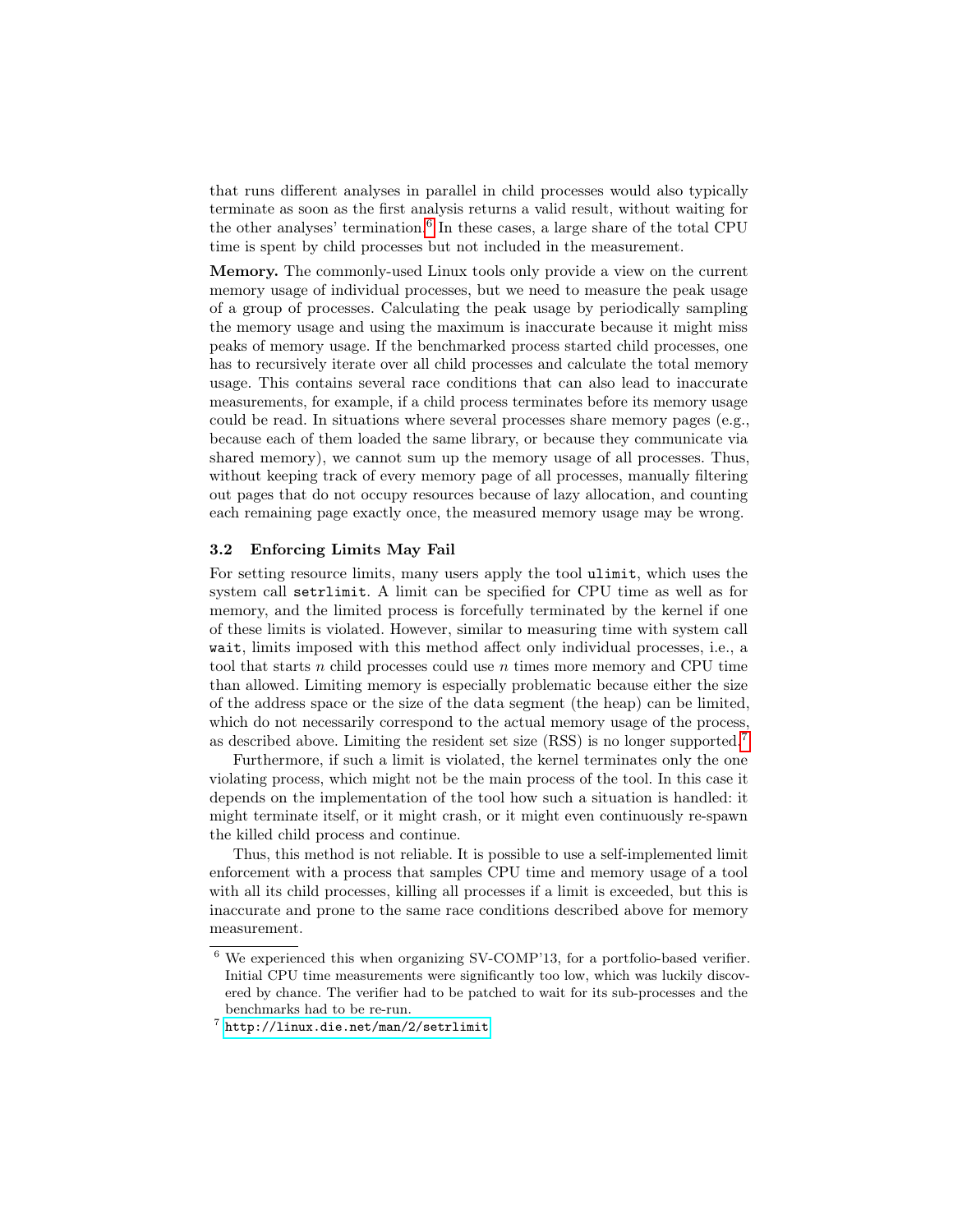that runs different analyses in parallel in child processes would also typically terminate as soon as the first analysis returns a valid result, without waiting for the other analyses' termination.[6] In these cases, a large share of the total CPU time is spent by child processes but not included in the measurement.

**Memory.** The commonly-used Linux tools only provide a view on the current memory usage of individual processes, but we need to measure the peak usage of a group of processes. Calculating the peak usage by periodically sampling the memory usage and using the maximum is inaccurate because it might miss peaks of memory usage. If the benchmarked process started child processes, one has to recursively iterate over all child processes and calculate the total memory usage. This contains several race conditions that can also lead to inaccurate measurements, for example, if a child process terminates before its memory usage could be read. In situations where several processes share memory pages (e.g., because each of them loaded the same library, or because they communicate via shared memory), we cannot sum up the memory usage of all processes. Thus, without keeping track of every memory page of all processes, manually filtering out pages that do not occupy resources because of lazy allocation, and counting each remaining page exactly once, the measured memory usage may be wrong.

### 3.2 Enforcing Limits May Fail

For setting resource limits, many users apply the tool `ulimit`, which uses the system call `setrlimit`. A limit can be specified for CPU time as well as for memory, and the limited process is forcefully terminated by the kernel if one of these limits is violated. However, similar to measuring time with system call `wait`, limits imposed with this method affect only individual processes, i.e., a tool that starts $n$ child processes could use $n$ times more memory and CPU time than allowed. Limiting memory is especially problematic because either the size of the address space or the size of the data segment (the heap) can be limited, which do not necessarily correspond to the actual memory usage of the process, as described above. Limiting the resident set size (RSS) is no longer supported.[7]

Furthermore, if such a limit is violated, the kernel terminates only the one violating process, which might not be the main process of the tool. In this case it depends on the implementation of the tool how such a situation is handled: it might terminate itself, or it might crash, or it might even continuously re-spawn the killed child process and continue.

Thus, this method is not reliable. It is possible to use a self-implemented limit enforcement with a process that samples CPU time and memory usage of a tool with all its child processes, killing all processes if a limit is exceeded, but this is inaccurate and prone to the same race conditions described above for memory measurement.

---

[6] We experienced this when organizing SV-COMP'13, for a portfolio-based verifier. Initial CPU time measurements were significantly too low, which was luckily discovered by chance. The verifier had to be patched to wait for its sub-processes and the benchmarks had to be re-run.

[7] http://linux.die.net/man/2/setrlimit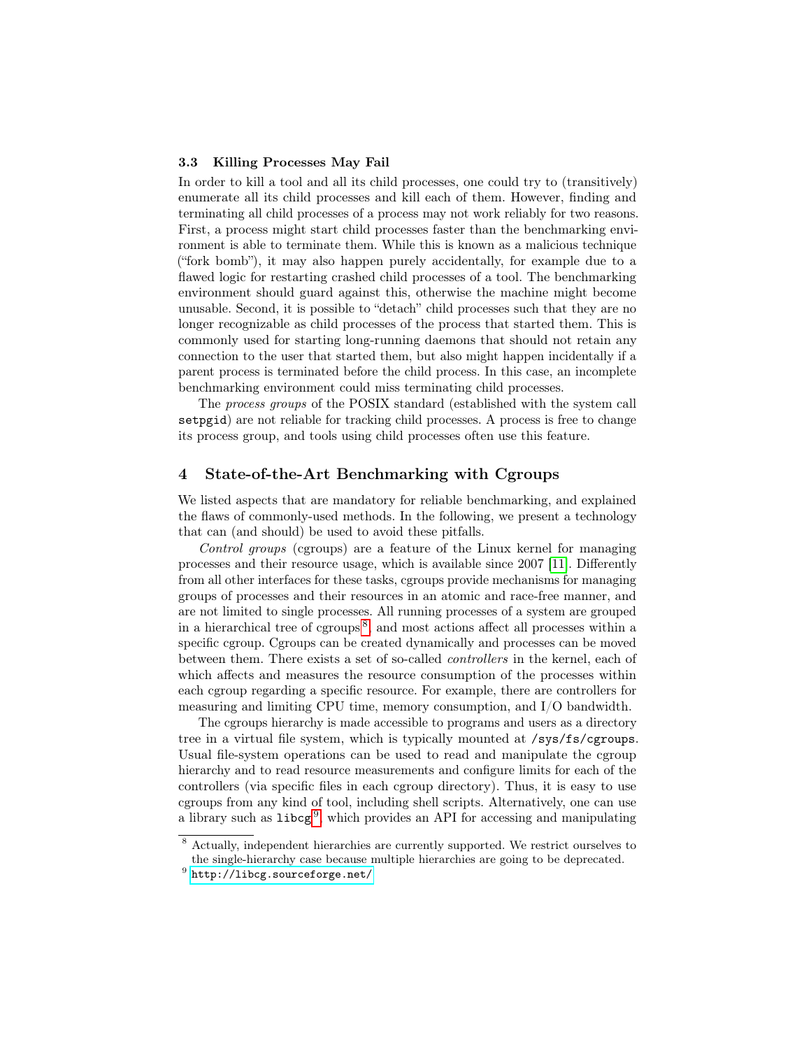### 3.3 Killing Processes May Fail

In order to kill a tool and all its child processes, one could try to (transitively) enumerate all its child processes and kill each of them. However, finding and terminating all child processes of a process may not work reliably for two reasons. First, a process might start child processes faster than the benchmarking environment is able to terminate them. While this is known as a malicious technique ("fork bomb"), it may also happen purely accidentally, for example due to a flawed logic for restarting crashed child processes of a tool. The benchmarking environment should guard against this, otherwise the machine might become unusable. Second, it is possible to "detach" child processes such that they are no longer recognizable as child processes of the process that started them. This is commonly used for starting long-running daemons that should not retain any connection to the user that started them, but also might happen incidentally if a parent process is terminated before the child process. In this case, an incomplete benchmarking environment could miss terminating child processes.

The *process groups* of the POSIX standard (established with the system call `setpgid`) are not reliable for tracking child processes. A process is free to change its process group, and tools using child processes often use this feature.

## 4 State-of-the-Art Benchmarking with Cgroups

We listed aspects that are mandatory for reliable benchmarking, and explained the flaws of commonly-used methods. In the following, we present a technology that can (and should) be used to avoid these pitfalls.

*Control groups* (cgroups) are a feature of the Linux kernel for managing processes and their resource usage, which is available since 2007 [11]. Differently from all other interfaces for these tasks, cgroups provide mechanisms for managing groups of processes and their resources in an atomic and race-free manner, and are not limited to single processes. All running processes of a system are grouped in a hierarchical tree of cgroups[8], and most actions affect all processes within a specific cgroup. Cgroups can be created dynamically and processes can be moved between them. There exists a set of so-called *controllers* in the kernel, each of which affects and measures the resource consumption of the processes within each cgroup regarding a specific resource. For example, there are controllers for measuring and limiting CPU time, memory consumption, and I/O bandwidth.

The cgroups hierarchy is made accessible to programs and users as a directory tree in a virtual file system, which is typically mounted at `/sys/fs/cgroups`. Usual file-system operations can be used to read and manipulate the cgroup hierarchy and to read resource measurements and configure limits for each of the controllers (via specific files in each cgroup directory). Thus, it is easy to use cgroups from any kind of tool, including shell scripts. Alternatively, one can use a library such as `libcg`[9], which provides an API for accessing and manipulating

[8] Actually, independent hierarchies are currently supported. We restrict ourselves to the single-hierarchy case because multiple hierarchies are going to be deprecated.

[9] http://libcg.sourceforge.net/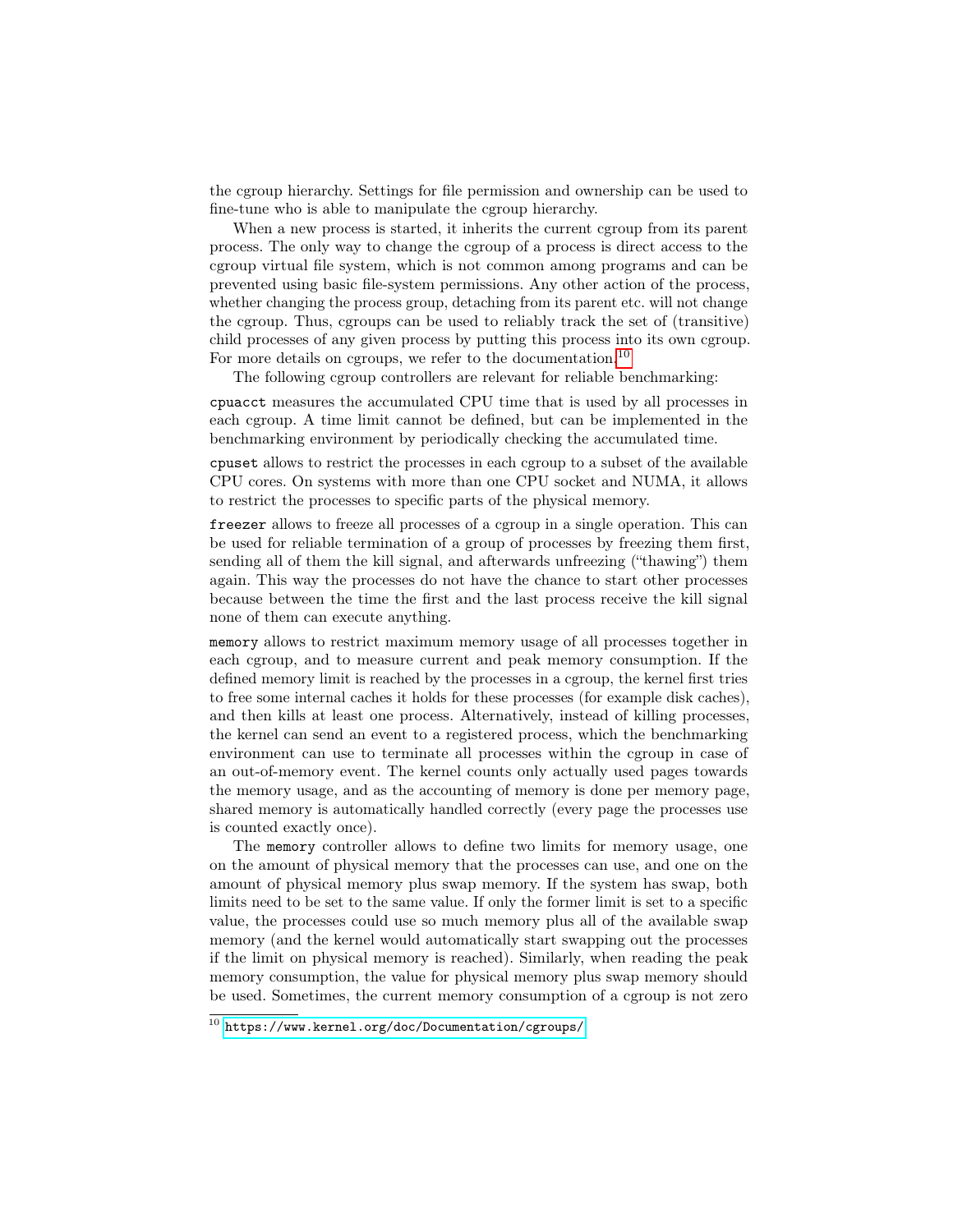the cgroup hierarchy. Settings for file permission and ownership can be used to fine-tune who is able to manipulate the cgroup hierarchy.

When a new process is started, it inherits the current cgroup from its parent process. The only way to change the cgroup of a process is direct access to the cgroup virtual file system, which is not common among programs and can be prevented using basic file-system permissions. Any other action of the process, whether changing the process group, detaching from its parent etc. will not change the cgroup. Thus, cgroups can be used to reliably track the set of (transitive) child processes of any given process by putting this process into its own cgroup. For more details on cgroups, we refer to the documentation.[10]

The following cgroup controllers are relevant for reliable benchmarking:

`cpuacct` measures the accumulated CPU time that is used by all processes in each cgroup. A time limit cannot be defined, but can be implemented in the benchmarking environment by periodically checking the accumulated time.

`cpuset` allows to restrict the processes in each cgroup to a subset of the available CPU cores. On systems with more than one CPU socket and NUMA, it allows to restrict the processes to specific parts of the physical memory.

`freezer` allows to freeze all processes of a cgroup in a single operation. This can be used for reliable termination of a group of processes by freezing them first, sending all of them the kill signal, and afterwards unfreezing ("thawing") them again. This way the processes do not have the chance to start other processes because between the time the first and the last process receive the kill signal none of them can execute anything.

`memory` allows to restrict maximum memory usage of all processes together in each cgroup, and to measure current and peak memory consumption. If the defined memory limit is reached by the processes in a cgroup, the kernel first tries to free some internal caches it holds for these processes (for example disk caches), and then kills at least one process. Alternatively, instead of killing processes, the kernel can send an event to a registered process, which the benchmarking environment can use to terminate all processes within the cgroup in case of an out-of-memory event. The kernel counts only actually used pages towards the memory usage, and as the accounting of memory is done per memory page, shared memory is automatically handled correctly (every page the processes use is counted exactly once).

The `memory` controller allows to define two limits for memory usage, one on the amount of physical memory that the processes can use, and one on the amount of physical memory plus swap memory. If the system has swap, both limits need to be set to the same value. If only the former limit is set to a specific value, the processes could use so much memory plus all of the available swap memory (and the kernel would automatically start swapping out the processes if the limit on physical memory is reached). Similarly, when reading the peak memory consumption, the value for physical memory plus swap memory should be used. Sometimes, the current memory consumption of a cgroup is not zero

[10] https://www.kernel.org/doc/Documentation/cgroups/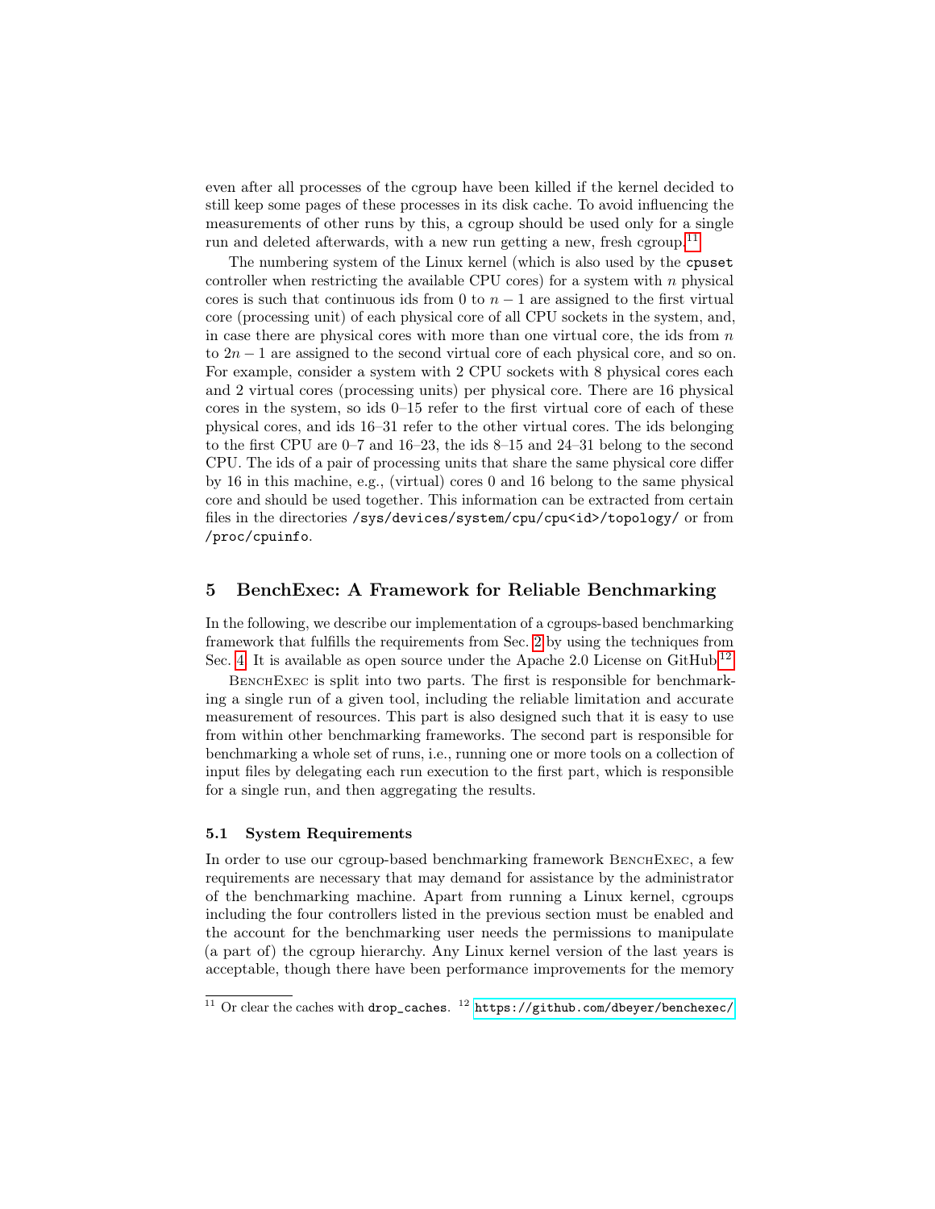even after all processes of the cgroup have been killed if the kernel decided to still keep some pages of these processes in its disk cache. To avoid influencing the measurements of other runs by this, a cgroup should be used only for a single run and deleted afterwards, with a new run getting a new, fresh cgroup.[11]

The numbering system of the Linux kernel (which is also used by the `cpuset` controller when restricting the available CPU cores) for a system with $n$ physical cores is such that continuous ids from 0 to $n-1$ are assigned to the first virtual core (processing unit) of each physical core of all CPU sockets in the system, and, in case there are physical cores with more than one virtual core, the ids from $n$ to $2n-1$ are assigned to the second virtual core of each physical core, and so on. For example, consider a system with 2 CPU sockets with 8 physical cores each and 2 virtual cores (processing units) per physical core. There are 16 physical cores in the system, so ids 0–15 refer to the first virtual core of each of these physical cores, and ids 16–31 refer to the other virtual cores. The ids belonging to the first CPU are 0–7 and 16–23, the ids 8–15 and 24–31 belong to the second CPU. The ids of a pair of processing units that share the same physical core differ by 16 in this machine, e.g., (virtual) cores 0 and 16 belong to the same physical core and should be used together. This information can be extracted from certain files in the directories `/sys/devices/system/cpu/cpu<id>/topology/` or from `/proc/cpuinfo`.

## 5 BenchExec: A Framework for Reliable Benchmarking

In the following, we describe our implementation of a cgroups-based benchmarking framework that fulfills the requirements from Sec. 2 by using the techniques from Sec. 4. It is available as open source under the Apache 2.0 License on GitHub.[12]

BenchExec is split into two parts. The first is responsible for benchmarking a single run of a given tool, including the reliable limitation and accurate measurement of resources. This part is also designed such that it is easy to use from within other benchmarking frameworks. The second part is responsible for benchmarking a whole set of runs, i.e., running one or more tools on a collection of input files by delegating each run execution to the first part, which is responsible for a single run, and then aggregating the results.

### 5.1 System Requirements

In order to use our cgroup-based benchmarking framework BenchExec, a few requirements are necessary that may demand for assistance by the administrator of the benchmarking machine. Apart from running a Linux kernel, cgroups including the four controllers listed in the previous section must be enabled and the account for the benchmarking user needs the permissions to manipulate (a part of) the cgroup hierarchy. Any Linux kernel version of the last years is acceptable, though there have been performance improvements for the memory

[11] Or clear the caches with `drop_caches`. [12] https://github.com/dbeyer/benchexec/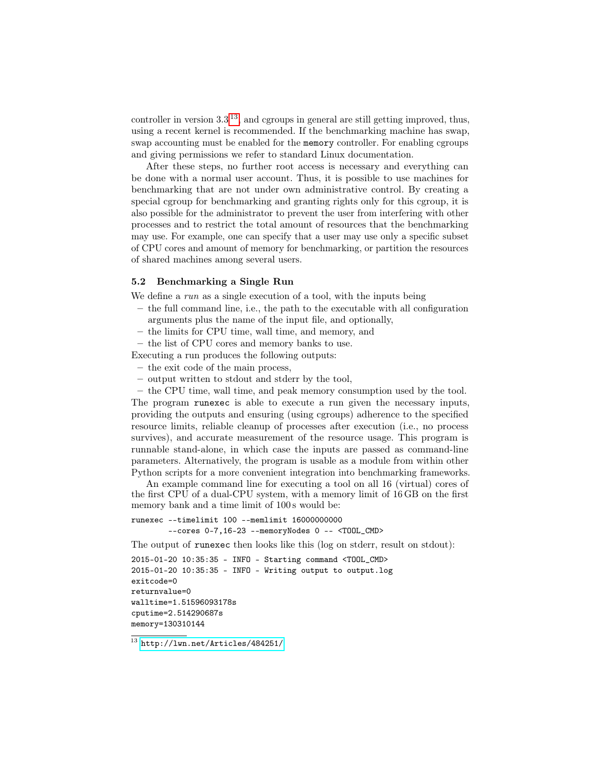controller in version 3.3[13], and cgroups in general are still getting improved, thus, using a recent kernel is recommended. If the benchmarking machine has swap, swap accounting must be enabled for the `memory` controller. For enabling cgroups and giving permissions we refer to standard Linux documentation.

After these steps, no further root access is necessary and everything can be done with a normal user account. Thus, it is possible to use machines for benchmarking that are not under own administrative control. By creating a special cgroup for benchmarking and granting rights only for this cgroup, it is also possible for the administrator to prevent the user from interfering with other processes and to restrict the total amount of resources that the benchmarking may use. For example, one can specify that a user may use only a specific subset of CPU cores and amount of memory for benchmarking, or partition the resources of shared machines among several users.

### 5.2 Benchmarking a Single Run

We define a *run* as a single execution of a tool, with the inputs being

- the full command line, i.e., the path to the executable with all configuration arguments plus the name of the input file, and optionally,
- the limits for CPU time, wall time, and memory, and
- the list of CPU cores and memory banks to use.

Executing a run produces the following outputs:

- the exit code of the main process,
- output written to stdout and stderr by the tool,
- the CPU time, wall time, and peak memory consumption used by the tool.

The program `runexec` is able to execute a run given the necessary inputs, providing the outputs and ensuring (using cgroups) adherence to the specified resource limits, reliable cleanup of processes after execution (i.e., no process survives), and accurate measurement of the resource usage. This program is runnable stand-alone, in which case the inputs are passed as command-line parameters. Alternatively, the program is usable as a module from within other Python scripts for a more convenient integration into benchmarking frameworks.

An example command line for executing a tool on all 16 (virtual) cores of the first CPU of a dual-CPU system, with a memory limit of 16 GB on the first memory bank and a time limit of 100 s would be:

```
runexec --timelimit 100 --memlimit 16000000000
        --cores 0-7,16-23 --memoryNodes 0 -- <TOOL_CMD>
```

The output of `runexec` then looks like this (log on stderr, result on stdout):

```
2015-01-20 10:35:35 - INFO - Starting command <TOOL_CMD>
2015-01-20 10:35:35 - INFO - Writing output to output.log
exitcode=0
returnvalue=0
walltime=1.51596093178s
cputime=2.514290687s
memory=130310144
```

[13] http://lwn.net/Articles/484251/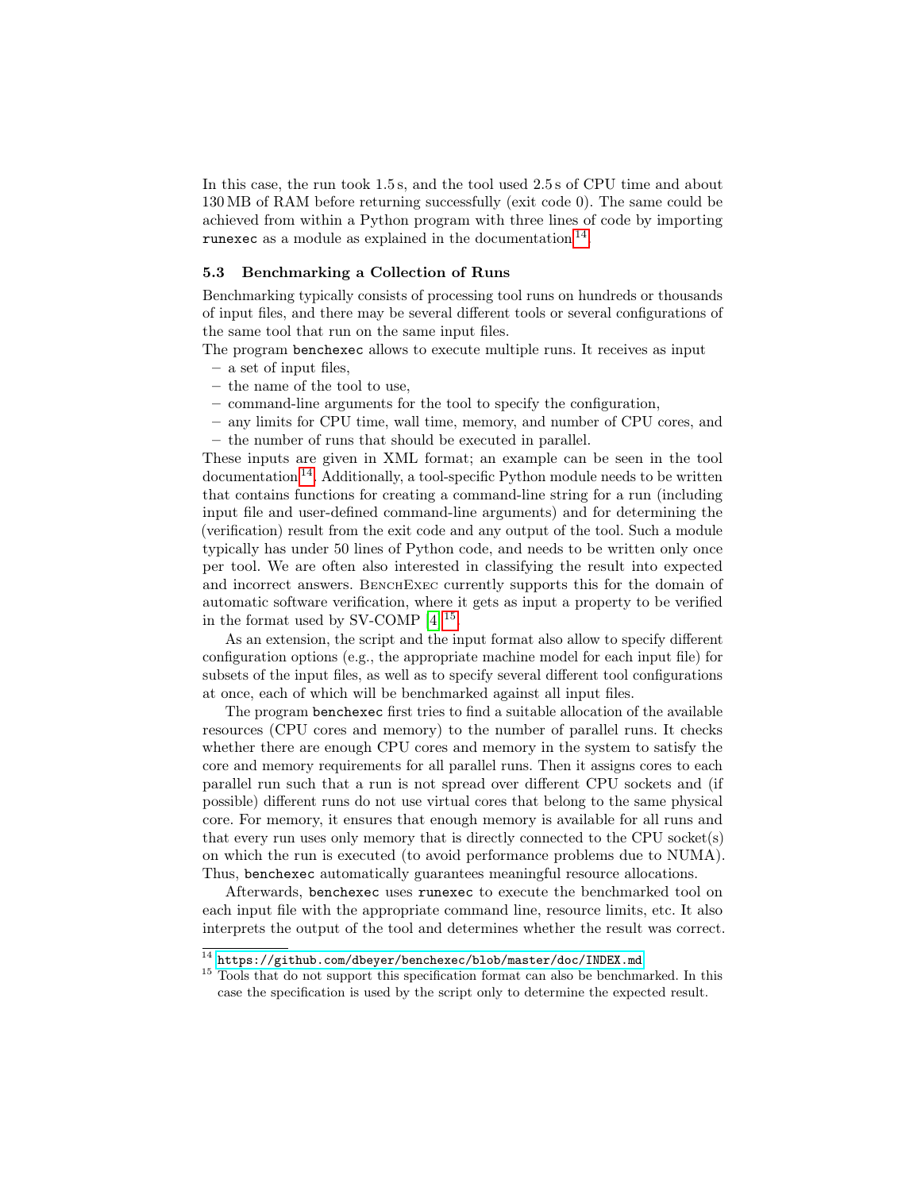In this case, the run took 1.5 s, and the tool used 2.5 s of CPU time and about 130 MB of RAM before returning successfully (exit code 0). The same could be achieved from within a Python program with three lines of code by importing `runexec` as a module as explained in the documentation[14].

### 5.3 Benchmarking a Collection of Runs

Benchmarking typically consists of processing tool runs on hundreds or thousands of input files, and there may be several different tools or several configurations of the same tool that run on the same input files.

The program `benchexec` allows to execute multiple runs. It receives as input

- a set of input files,
- the name of the tool to use,
- command-line arguments for the tool to specify the configuration,
- any limits for CPU time, wall time, memory, and number of CPU cores, and
- the number of runs that should be executed in parallel.

These inputs are given in XML format; an example can be seen in the tool documentation[14]. Additionally, a tool-specific Python module needs to be written that contains functions for creating a command-line string for a run (including input file and user-defined command-line arguments) and for determining the (verification) result from the exit code and any output of the tool. Such a module typically has under 50 lines of Python code, and needs to be written only once per tool. We are often also interested in classifying the result into expected and incorrect answers. BenchExec currently supports this for the domain of automatic software verification, where it gets as input a property to be verified in the format used by SV-COMP [4][15].

As an extension, the script and the input format also allow to specify different configuration options (e.g., the appropriate machine model for each input file) for subsets of the input files, as well as to specify several different tool configurations at once, each of which will be benchmarked against all input files.

The program `benchexec` first tries to find a suitable allocation of the available resources (CPU cores and memory) to the number of parallel runs. It checks whether there are enough CPU cores and memory in the system to satisfy the core and memory requirements for all parallel runs. Then it assigns cores to each parallel run such that a run is not spread over different CPU sockets and (if possible) different runs do not use virtual cores that belong to the same physical core. For memory, it ensures that enough memory is available for all runs and that every run uses only memory that is directly connected to the CPU socket(s) on which the run is executed (to avoid performance problems due to NUMA). Thus, `benchexec` automatically guarantees meaningful resource allocations.

Afterwards, `benchexec` uses `runexec` to execute the benchmarked tool on each input file with the appropriate command line, resource limits, etc. It also interprets the output of the tool and determines whether the result was correct.

[14] https://github.com/dbeyer/benchexec/blob/master/doc/INDEX.md

[15] Tools that do not support this specification format can also be benchmarked. In this case the specification is used by the script only to determine the expected result.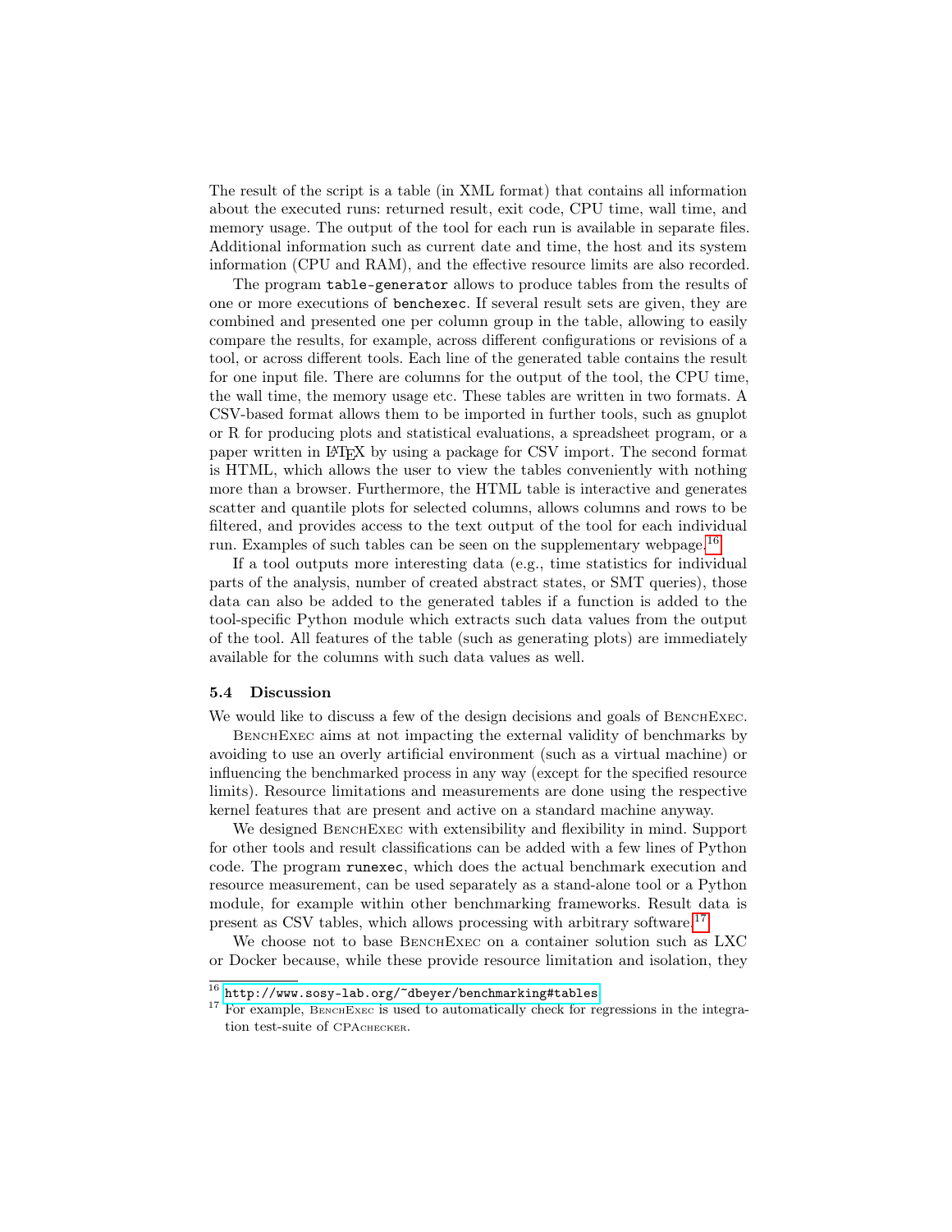The result of the script is a table (in XML format) that contains all information about the executed runs: returned result, exit code, CPU time, wall time, and memory usage. The output of the tool for each run is available in separate files. Additional information such as current date and time, the host and its system information (CPU and RAM), and the effective resource limits are also recorded.

The program `table-generator` allows to produce tables from the results of one or more executions of `benchexec`. If several result sets are given, they are combined and presented one per column group in the table, allowing to easily compare the results, for example, across different configurations or revisions of a tool, or across different tools. Each line of the generated table contains the result for one input file. There are columns for the output of the tool, the CPU time, the wall time, the memory usage etc. These tables are written in two formats. A CSV-based format allows them to be imported in further tools, such as gnuplot or R for producing plots and statistical evaluations, a spreadsheet program, or a paper written in LaTeX by using a package for CSV import. The second format is HTML, which allows the user to view the tables conveniently with nothing more than a browser. Furthermore, the HTML table is interactive and generates scatter and quantile plots for selected columns, allows columns and rows to be filtered, and provides access to the text output of the tool for each individual run. Examples of such tables can be seen on the supplementary webpage.[16]

If a tool outputs more interesting data (e.g., time statistics for individual parts of the analysis, number of created abstract states, or SMT queries), those data can also be added to the generated tables if a function is added to the tool-specific Python module which extracts such data values from the output of the tool. All features of the table (such as generating plots) are immediately available for the columns with such data values as well.

### 5.4 Discussion

We would like to discuss a few of the design decisions and goals of BenchExec.

BenchExec aims at not impacting the external validity of benchmarks by avoiding to use an overly artificial environment (such as a virtual machine) or influencing the benchmarked process in any way (except for the specified resource limits). Resource limitations and measurements are done using the respective kernel features that are present and active on a standard machine anyway.

We designed BenchExec with extensibility and flexibility in mind. Support for other tools and result classifications can be added with a few lines of Python code. The program `runexec`, which does the actual benchmark execution and resource measurement, can be used separately as a stand-alone tool or a Python module, for example within other benchmarking frameworks. Result data is present as CSV tables, which allows processing with arbitrary software.[17]

We choose not to base BenchExec on a container solution such as LXC or Docker because, while these provide resource limitation and isolation, they

[16] http://www.sosy-lab.org/~dbeyer/benchmarking#tables

[17] For example, BenchExec is used to automatically check for regressions in the integration test-suite of CPAchecker.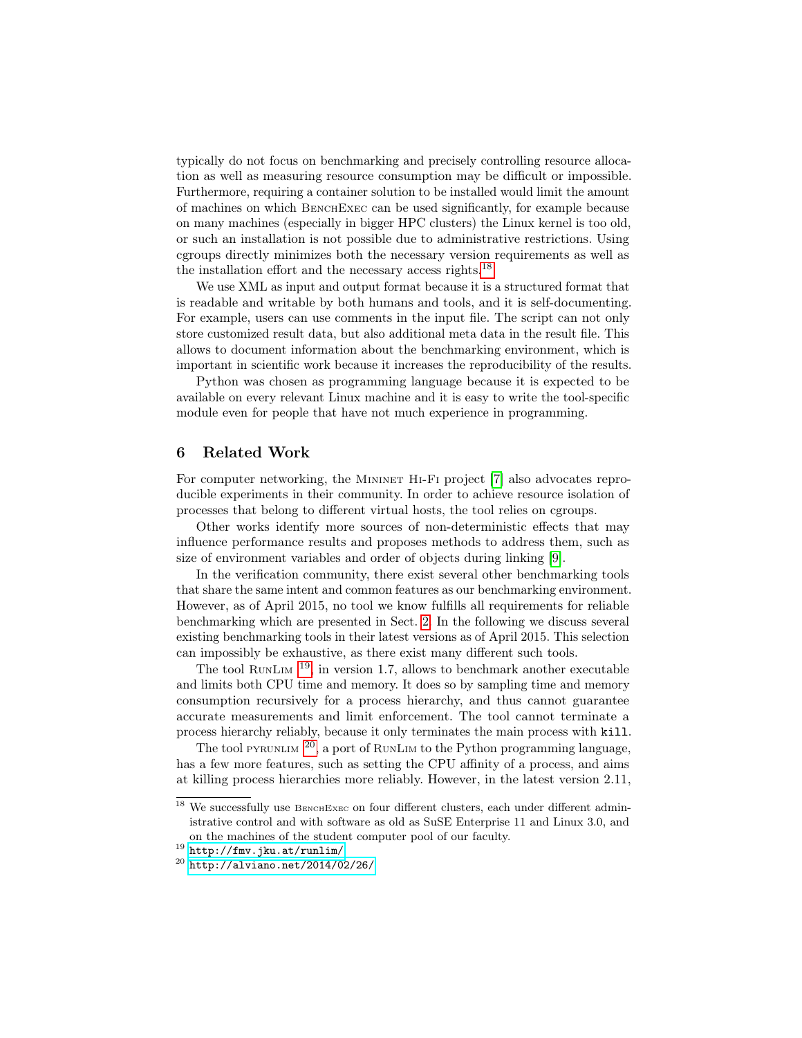typically do not focus on benchmarking and precisely controlling resource allocation as well as measuring resource consumption may be difficult or impossible. Furthermore, requiring a container solution to be installed would limit the amount of machines on which BenchExec can be used significantly, for example because on many machines (especially in bigger HPC clusters) the Linux kernel is too old, or such an installation is not possible due to administrative restrictions. Using cgroups directly minimizes both the necessary version requirements as well as the installation effort and the necessary access rights.[18]

We use XML as input and output format because it is a structured format that is readable and writable by both humans and tools, and it is self-documenting. For example, users can use comments in the input file. The script can not only store customized result data, but also additional meta data in the result file. This allows to document information about the benchmarking environment, which is important in scientific work because it increases the reproducibility of the results.

Python was chosen as programming language because it is expected to be available on every relevant Linux machine and it is easy to write the tool-specific module even for people that have not much experience in programming.

## 6 Related Work

For computer networking, the Mininet Hi-Fi project [7] also advocates reproducible experiments in their community. In order to achieve resource isolation of processes that belong to different virtual hosts, the tool relies on cgroups.

Other works identify more sources of non-deterministic effects that may influence performance results and proposes methods to address them, such as size of environment variables and order of objects during linking [9].

In the verification community, there exist several other benchmarking tools that share the same intent and common features as our benchmarking environment. However, as of April 2015, no tool we know fulfills all requirements for reliable benchmarking which are presented in Sect. 2. In the following we discuss several existing benchmarking tools in their latest versions as of April 2015. This selection can impossibly be exhaustive, as there exist many different such tools.

The tool RunLim [19], in version 1.7, allows to benchmark another executable and limits both CPU time and memory. It does so by sampling time and memory consumption recursively for a process hierarchy, and thus cannot guarantee accurate measurements and limit enforcement. The tool cannot terminate a process hierarchy reliably, because it only terminates the main process with `kill`.

The tool pyrunlim [20], a port of RunLim to the Python programming language, has a few more features, such as setting the CPU affinity of a process, and aims at killing process hierarchies more reliably. However, in the latest version 2.11,

---

[18] We successfully use BenchExec on four different clusters, each under different administrative control and with software as old as SuSE Enterprise 11 and Linux 3.0, and on the machines of the student computer pool of our faculty.

[19] http://fmv.jku.at/runlim/

[20] http://alviano.net/2014/02/26/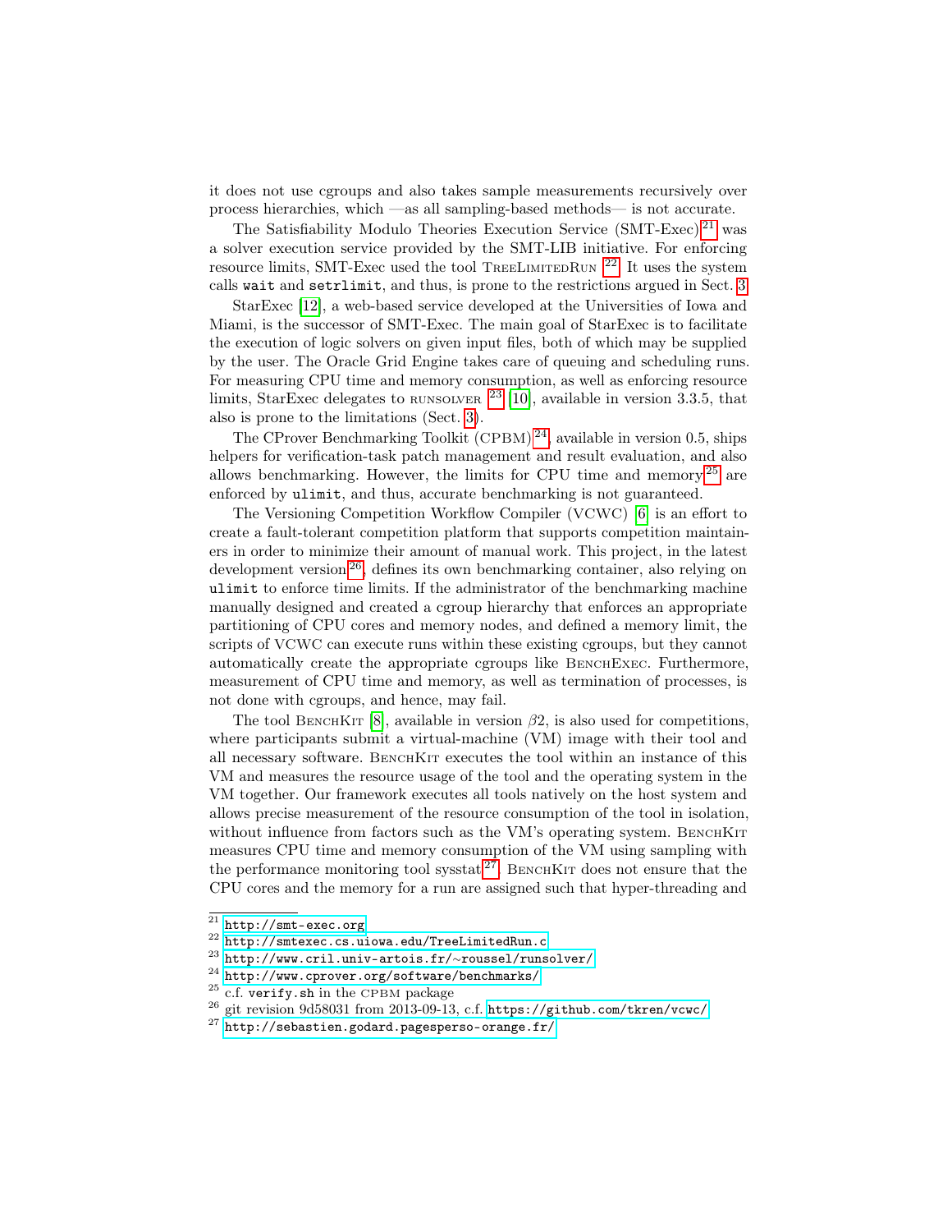it does not use cgroups and also takes sample measurements recursively over process hierarchies, which —as all sampling-based methods— is not accurate.

The Satisfiability Modulo Theories Execution Service (SMT-Exec)[21] was a solver execution service provided by the SMT-LIB initiative. For enforcing resource limits, SMT-Exec used the tool TreeLimitedRun [22]. It uses the system calls `wait` and `setrlimit`, and thus, is prone to the restrictions argued in Sect. 3.

StarExec [12], a web-based service developed at the Universities of Iowa and Miami, is the successor of SMT-Exec. The main goal of StarExec is to facilitate the execution of logic solvers on given input files, both of which may be supplied by the user. The Oracle Grid Engine takes care of queuing and scheduling runs. For measuring CPU time and memory consumption, as well as enforcing resource limits, StarExec delegates to runsolver [23] [10], available in version 3.3.5, that also is prone to the limitations (Sect. 3).

The CProver Benchmarking Toolkit (CPBM)[24], available in version 0.5, ships helpers for verification-task patch management and result evaluation, and also allows benchmarking. However, the limits for CPU time and memory[25] are enforced by `ulimit`, and thus, accurate benchmarking is not guaranteed.

The Versioning Competition Workflow Compiler (VCWC) [6] is an effort to create a fault-tolerant competition platform that supports competition maintainers in order to minimize their amount of manual work. This project, in the latest development version[26], defines its own benchmarking container, also relying on `ulimit` to enforce time limits. If the administrator of the benchmarking machine manually designed and created a cgroup hierarchy that enforces an appropriate partitioning of CPU cores and memory nodes, and defined a memory limit, the scripts of VCWC can execute runs within these existing cgroups, but they cannot automatically create the appropriate cgroups like BenchExec. Furthermore, measurement of CPU time and memory, as well as termination of processes, is not done with cgroups, and hence, may fail.

The tool BenchKit [8], available in version $\beta 2$, is also used for competitions, where participants submit a virtual-machine (VM) image with their tool and all necessary software. BenchKit executes the tool within an instance of this VM and measures the resource usage of the tool and the operating system in the VM together. Our framework executes all tools natively on the host system and allows precise measurement of the resource consumption of the tool in isolation, without influence from factors such as the VM's operating system. BenchKit measures CPU time and memory consumption of the VM using sampling with the performance monitoring tool sysstat[27]. BenchKit does not ensure that the CPU cores and the memory for a run are assigned such that hyper-threading and

---

[21] http://smt-exec.org

[22] http://smtexec.cs.uiowa.edu/TreeLimitedRun.c

[23] http://www.cril.univ-artois.fr/~roussel/runsolver/

[24] http://www.cprover.org/software/benchmarks/

[25] c.f. `verify.sh` in the CPBM package

[26] git revision 9d58031 from 2013-09-13, c.f. https://github.com/tkren/vcwc/

[27] http://sebastien.godard.pagesperso-orange.fr/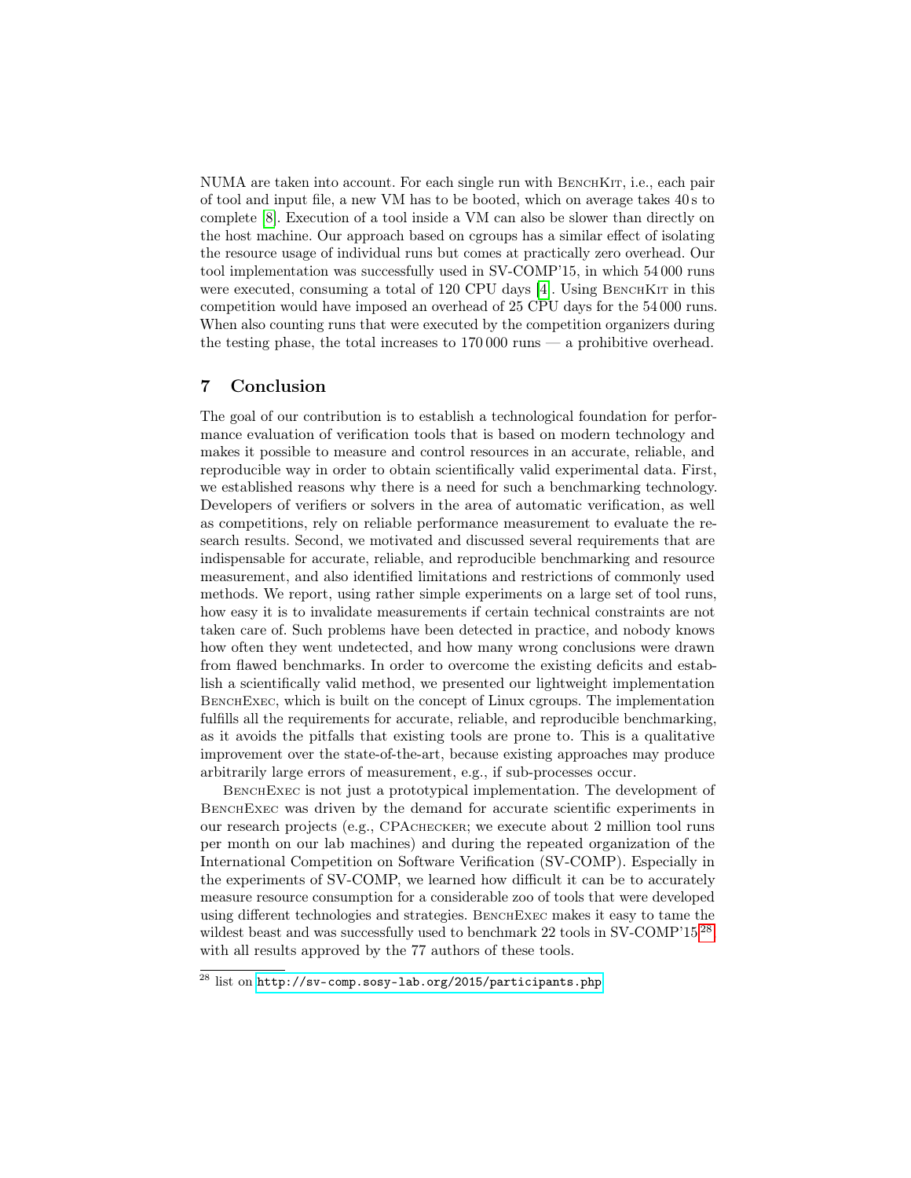NUMA are taken into account. For each single run with BenchKit, i.e., each pair of tool and input file, a new VM has to be booted, which on average takes 40 s to complete [8]. Execution of a tool inside a VM can also be slower than directly on the host machine. Our approach based on cgroups has a similar effect of isolating the resource usage of individual runs but comes at practically zero overhead. Our tool implementation was successfully used in SV-COMP'15, in which 54 000 runs were executed, consuming a total of 120 CPU days [4]. Using BenchKit in this competition would have imposed an overhead of 25 CPU days for the 54 000 runs. When also counting runs that were executed by the competition organizers during the testing phase, the total increases to 170 000 runs — a prohibitive overhead.

## 7 Conclusion

The goal of our contribution is to establish a technological foundation for performance evaluation of verification tools that is based on modern technology and makes it possible to measure and control resources in an accurate, reliable, and reproducible way in order to obtain scientifically valid experimental data. First, we established reasons why there is a need for such a benchmarking technology. Developers of verifiers or solvers in the area of automatic verification, as well as competitions, rely on reliable performance measurement to evaluate the research results. Second, we motivated and discussed several requirements that are indispensable for accurate, reliable, and reproducible benchmarking and resource measurement, and also identified limitations and restrictions of commonly used methods. We report, using rather simple experiments on a large set of tool runs, how easy it is to invalidate measurements if certain technical constraints are not taken care of. Such problems have been detected in practice, and nobody knows how often they went undetected, and how many wrong conclusions were drawn from flawed benchmarks. In order to overcome the existing deficits and establish a scientifically valid method, we presented our lightweight implementation BenchExec, which is built on the concept of Linux cgroups. The implementation fulfills all the requirements for accurate, reliable, and reproducible benchmarking, as it avoids the pitfalls that existing tools are prone to. This is a qualitative improvement over the state-of-the-art, because existing approaches may produce arbitrarily large errors of measurement, e.g., if sub-processes occur.

BenchExec is not just a prototypical implementation. The development of BenchExec was driven by the demand for accurate scientific experiments in our research projects (e.g., CPAchecker; we execute about 2 million tool runs per month on our lab machines) and during the repeated organization of the International Competition on Software Verification (SV-COMP). Especially in the experiments of SV-COMP, we learned how difficult it can be to accurately measure resource consumption for a considerable zoo of tools that were developed using different technologies and strategies. BenchExec makes it easy to tame the wildest beast and was successfully used to benchmark 22 tools in SV-COMP'15[28], with all results approved by the 77 authors of these tools.

[28] list on http://sv-comp.sosy-lab.org/2015/participants.php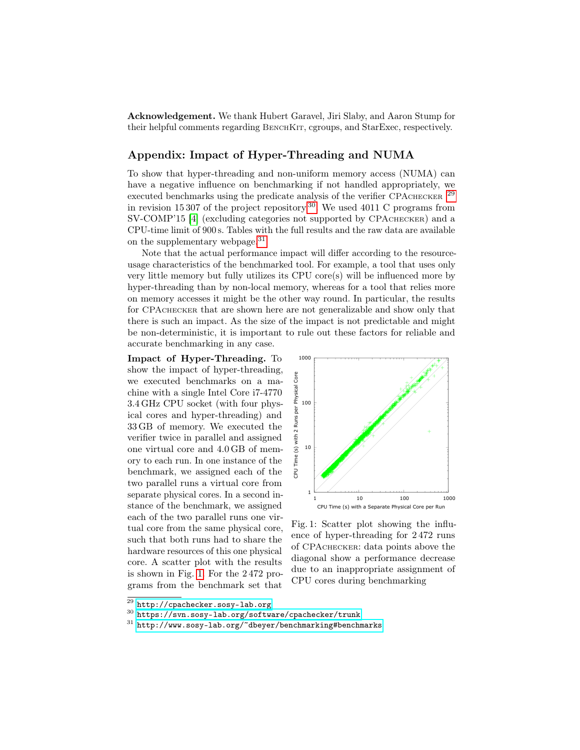**Acknowledgement.** We thank Hubert Garavel, Jiri Slaby, and Aaron Stump for their helpful comments regarding BenchKit, cgroups, and StarExec, respectively.

## Appendix: Impact of Hyper-Threading and NUMA

To show that hyper-threading and non-uniform memory access (NUMA) can have a negative influence on benchmarking if not handled appropriately, we executed benchmarks using the predicate analysis of the verifier CPAchecker [29] in revision 15 307 of the project repository[30]. We used 4011 C programs from SV-COMP'15 [4] (excluding categories not supported by CPAchecker) and a CPU-time limit of 900 s. Tables with the full results and the raw data are available on the supplementary webpage.[31]

Note that the actual performance impact will differ according to the resource-usage characteristics of the benchmarked tool. For example, a tool that uses only very little memory but fully utilizes its CPU core(s) will be influenced more by hyper-threading than by non-local memory, whereas for a tool that relies more on memory accesses it might be the other way round. In particular, the results for CPAchecker that are shown here are not generalizable and show only that there is such an impact. As the size of the impact is not predictable and might be non-deterministic, it is important to rule out these factors for reliable and accurate benchmarking in any case.

**Impact of Hyper-Threading.** To show the impact of hyper-threading, we executed benchmarks on a machine with a single Intel Core i7-4770 3.4 GHz CPU socket (with four physical cores and hyper-threading) and 33 GB of memory. We executed the verifier twice in parallel and assigned one virtual core and 4.0 GB of memory to each run. In one instance of the benchmark, we assigned each of the two parallel runs a virtual core from separate physical cores. In a second instance of the benchmark, we assigned each of the two parallel runs one virtual core from the same physical core, such that both runs had to share the hardware resources of this one physical core. A scatter plot with the results is shown in Fig. 1. For the 2 472 programs from the benchmark set that

Fig. 1: Scatter plot showing the influence of hyper-threading for 2 472 runs of CPAchecker: data points above the diagonal show a performance decrease due to an inappropriate assignment of CPU cores during benchmarking

[29] http://cpachecker.sosy-lab.org

[30] https://svn.sosy-lab.org/software/cpachecker/trunk

[31] http://www.sosy-lab.org/~dbeyer/benchmarking#benchmarks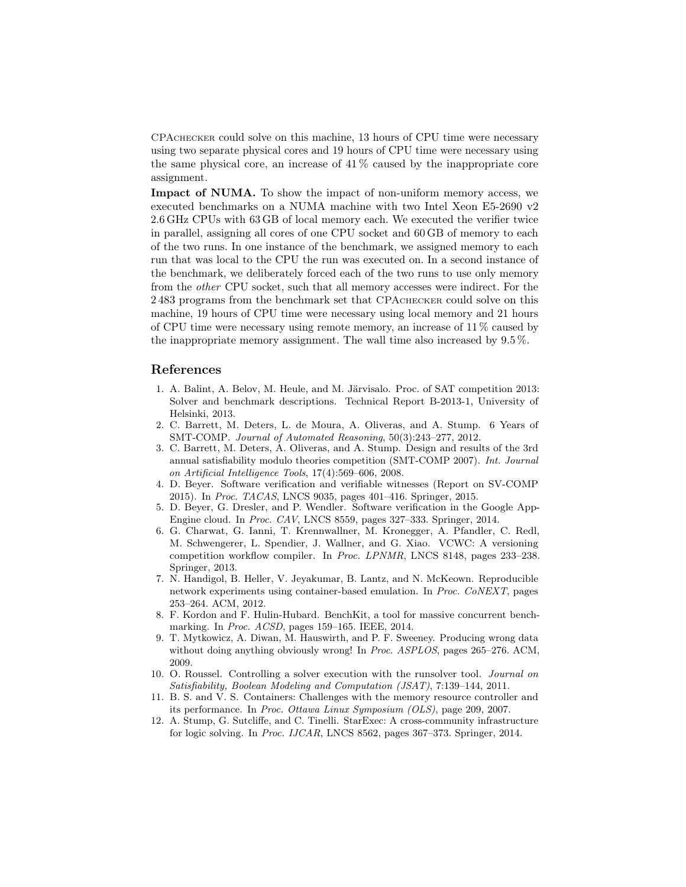CPAchecker could solve on this machine, 13 hours of CPU time were necessary using two separate physical cores and 19 hours of CPU time were necessary using the same physical core, an increase of 41 % caused by the inappropriate core assignment.

**Impact of NUMA.** To show the impact of non-uniform memory access, we executed benchmarks on a NUMA machine with two Intel Xeon E5-2690 v2 2.6 GHz CPUs with 63 GB of local memory each. We executed the verifier twice in parallel, assigning all cores of one CPU socket and 60 GB of memory to each of the two runs. In one instance of the benchmark, we assigned memory to each run that was local to the CPU the run was executed on. In a second instance of the benchmark, we deliberately forced each of the two runs to use only memory from the *other* CPU socket, such that all memory accesses were indirect. For the 2 483 programs from the benchmark set that CPAchecker could solve on this machine, 19 hours of CPU time were necessary using local memory and 21 hours of CPU time were necessary using remote memory, an increase of 11 % caused by the inappropriate memory assignment. The wall time also increased by 9.5 %.

## References

1. A. Balint, A. Belov, M. Heule, and M. Järvisalo. Proc. of SAT competition 2013: Solver and benchmark descriptions. Technical Report B-2013-1, University of Helsinki, 2013.
2. C. Barrett, M. Deters, L. de Moura, A. Oliveras, and A. Stump. 6 Years of SMT-COMP. *Journal of Automated Reasoning*, 50(3):243–277, 2012.
3. C. Barrett, M. Deters, A. Oliveras, and A. Stump. Design and results of the 3rd annual satisfiability modulo theories competition (SMT-COMP 2007). *Int. Journal on Artificial Intelligence Tools*, 17(4):569–606, 2008.
4. D. Beyer. Software verification and verifiable witnesses (Report on SV-COMP 2015). In *Proc. TACAS*, LNCS 9035, pages 401–416. Springer, 2015.
5. D. Beyer, G. Dresler, and P. Wendler. Software verification in the Google App-Engine cloud. In *Proc. CAV*, LNCS 8559, pages 327–333. Springer, 2014.
6. G. Charwat, G. Ianni, T. Krennwallner, M. Kronegger, A. Pfandler, C. Redl, M. Schwengerer, L. Spendier, J. Wallner, and G. Xiao. VCWC: A versioning competition workflow compiler. In *Proc. LPNMR*, LNCS 8148, pages 233–238. Springer, 2013.
7. N. Handigol, B. Heller, V. Jeyakumar, B. Lantz, and N. McKeown. Reproducible network experiments using container-based emulation. In *Proc. CoNEXT*, pages 253–264. ACM, 2012.
8. F. Kordon and F. Hulin-Hubard. BenchKit, a tool for massive concurrent benchmarking. In *Proc. ACSD*, pages 159–165. IEEE, 2014.
9. T. Mytkowicz, A. Diwan, M. Hauswirth, and P. F. Sweeney. Producing wrong data without doing anything obviously wrong! In *Proc. ASPLOS*, pages 265–276. ACM, 2009.
10. O. Roussel. Controlling a solver execution with the runsolver tool. *Journal on Satisfiability, Boolean Modeling and Computation (JSAT)*, 7:139–144, 2011.
11. B. S. and V. S. Containers: Challenges with the memory resource controller and its performance. In *Proc. Ottawa Linux Symposium (OLS)*, page 209, 2007.
12. A. Stump, G. Sutcliffe, and C. Tinelli. StarExec: A cross-community infrastructure for logic solving. In *Proc. IJCAR*, LNCS 8562, pages 367–373. Springer, 2014.